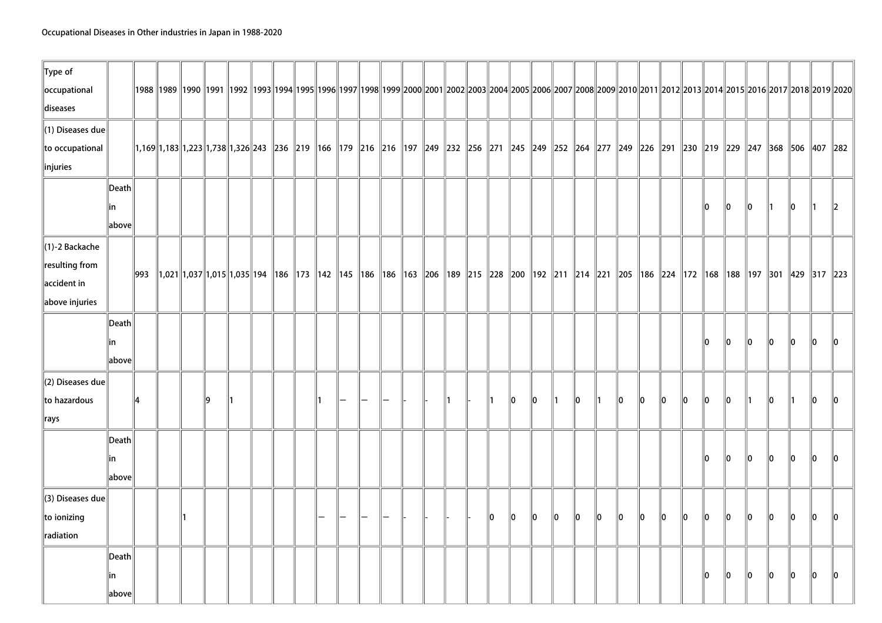Occupational Diseases in Other industries in Japan in 1988-2020

| Type of occupational diseases | | 1988 | 1989 | 1990 | 1991 | 1992 | 1993 | 1994 | 1995 | 1996 | 1997 | 1998 | 1999 | 2000 | 2001 | 2002 | 2003 | 2004 | 2005 | 2006 | 2007 | 2008 | 2009 | 2010 | 2011 | 2012 | 2013 | 2014 | 2015 | 2016 | 2017 | 2018 | 2019 | 2020 |
|---|---|---|---|---|---|---|---|---|---|---|---|---|---|---|---|---|---|---|---|---|---|---|---|---|---|---|---|---|---|---|---|---|---|---|
| (1) Diseases due to occupational injuries | | 1,169 | 1,183 | 1,223 | 1,738 | 1,326 | 243 | 236 | 219 | 166 | 179 | 216 | 216 | 197 | 249 | 232 | 256 | 271 | 245 | 249 | 252 | 264 | 277 | 249 | 226 | 291 | 230 | 219 | 229 | 247 | 368 | 506 | 407 | 282 |
| | Death in above | | | | | | | | | | | | | | | | | | | | | | | | | | | 0 | 0 | 0 | 1 | 0 | 1 | 2 |
| (1)-2 Backache resulting from accident in above injuries | | 993 | 1,021 | 1,037 | 1,015 | 1,035 | 194 | 186 | 173 | 142 | 145 | 186 | 186 | 163 | 206 | 189 | 215 | 228 | 200 | 192 | 211 | 214 | 221 | 205 | 186 | 224 | 172 | 168 | 188 | 197 | 301 | 429 | 317 | 223 |
| | Death in above | | | | | | | | | | | | | | | | | | | | | | | | | | | 0 | 0 | 0 | 0 | 0 | 0 | 0 |
| (2) Diseases due to hazardous rays | | 4 | | | 9 | 1 | | | | 1 | — | — | — | - | - | 1 | - | 1 | 0 | 0 | 1 | 0 | 1 | 0 | 0 | 0 | 0 | 0 | 0 | 1 | 0 | 1 | 0 | 0 |
| | Death in above | | | | | | | | | | | | | | | | | | | | | | | | | | | 0 | 0 | 0 | 0 | 0 | 0 | 0 |
| (3) Diseases due to ionizing radiation | | | | 1 | | | | | | — | — | — | — | - | - | - | - | 0 | 0 | 0 | 0 | 0 | 0 | 0 | 0 | 0 | 0 | 0 | 0 | 0 | 0 | 0 | 0 | 0 |
| | Death in above | | | | | | | | | | | | | | | | | | | | | | | | | | | 0 | 0 | 0 | 0 | 0 | 0 | 0 |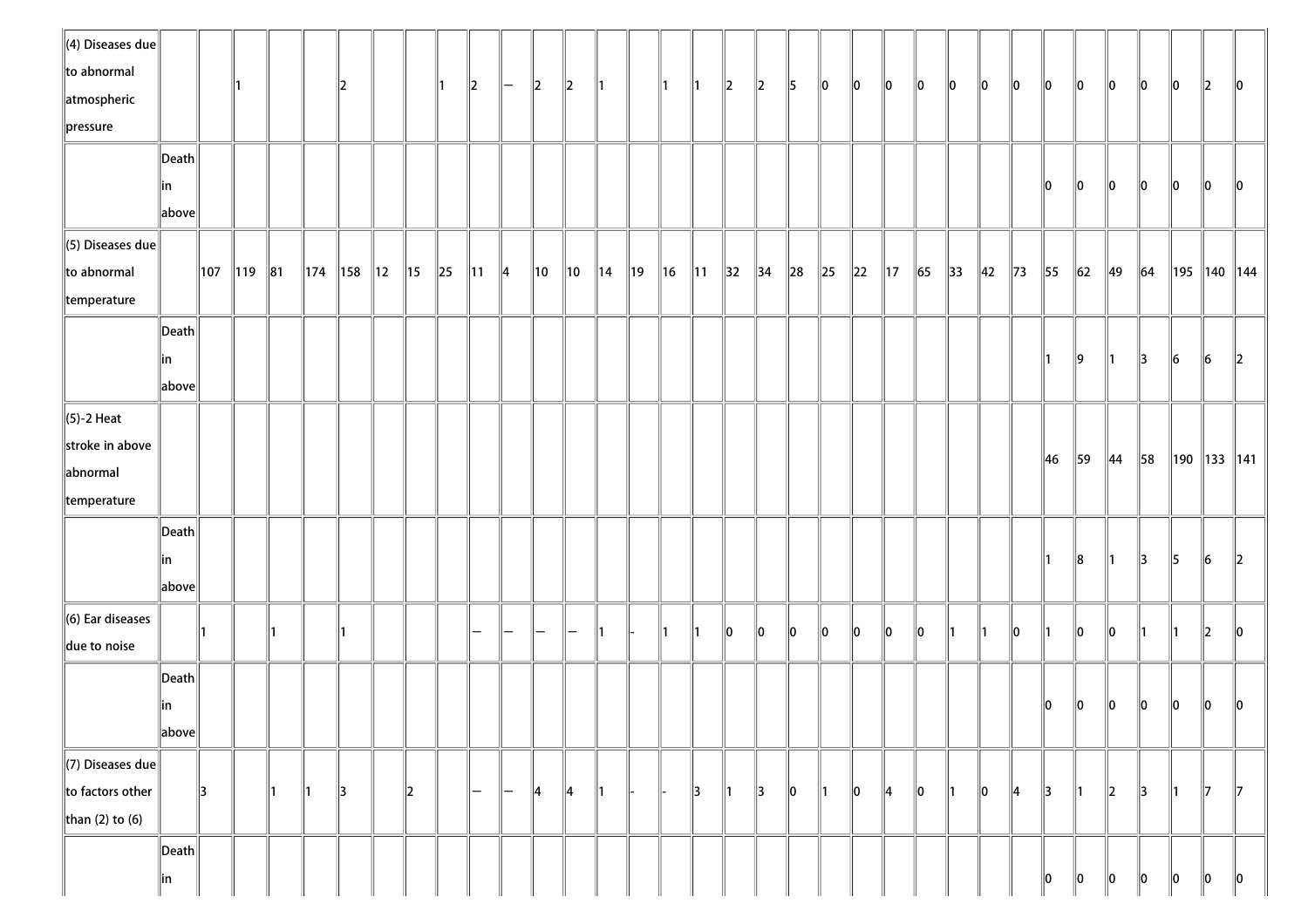| | | | | | | | | | | | | | | | | | | | | | | | | | | | | | | | | | | |
|---|---|---|---|---|---|---|---|---|---|---|---|---|---|---|---|---|---|---|---|---|---|---|---|---|---|---|---|---|---|---|---|---|---|---|
| (4) Diseases due to abnormal atmospheric pressure | | | 1 | | | 2 | | | 1 | 2 | — | 2 | 2 | 1 | | 1 | 1 | 2 | 2 | 5 | 0 | 0 | 0 | 0 | 0 | 0 | 0 | 0 | 0 | 0 | 0 | 0 | 2 | 0 |
| | Death in above | | | | | | | | | | | | | | | | | | | | | | | | | | | 0 | 0 | 0 | 0 | 0 | 0 | 0 |
| (5) Diseases due to abnormal temperature | | 107 | 119 | 81 | 174 | 158 | 12 | 15 | 25 | 11 | 4 | 10 | 10 | 14 | 19 | 16 | 11 | 32 | 34 | 28 | 25 | 22 | 17 | 65 | 33 | 42 | 73 | 55 | 62 | 49 | 64 | 195 | 140 | 144 |
| | Death in above | | | | | | | | | | | | | | | | | | | | | | | | | | | 1 | 9 | 1 | 3 | 6 | 6 | 2 |
| (5)-2 Heat stroke in above abnormal temperature | | | | | | | | | | | | | | | | | | | | | | | | | | | | 46 | 59 | 44 | 58 | 190 | 133 | 141 |
| | Death in above | | | | | | | | | | | | | | | | | | | | | | | | | | | 1 | 8 | 1 | 3 | 5 | 6 | 2 |
| (6) Ear diseases due to noise | | 1 | | 1 | | 1 | | | | — | — | — | — | 1 | - | 1 | 1 | 0 | 0 | 0 | 0 | 0 | 0 | 0 | 1 | 1 | 0 | 1 | 0 | 0 | 1 | 1 | 2 | 0 |
| | Death in above | | | | | | | | | | | | | | | | | | | | | | | | | | | 0 | 0 | 0 | 0 | 0 | 0 | 0 |
| (7) Diseases due to factors other than (2) to (6) | | 3 | | 1 | 1 | 3 | | 2 | | — | — | 4 | 4 | 1 | - | - | 3 | 1 | 3 | 0 | 1 | 0 | 4 | 0 | 1 | 0 | 4 | 3 | 1 | 2 | 3 | 1 | 7 | 7 |
| | Death in | | | | | | | | | | | | | | | | | | | | | | | | | | | 0 | 0 | 0 | 0 | 0 | 0 | 0 |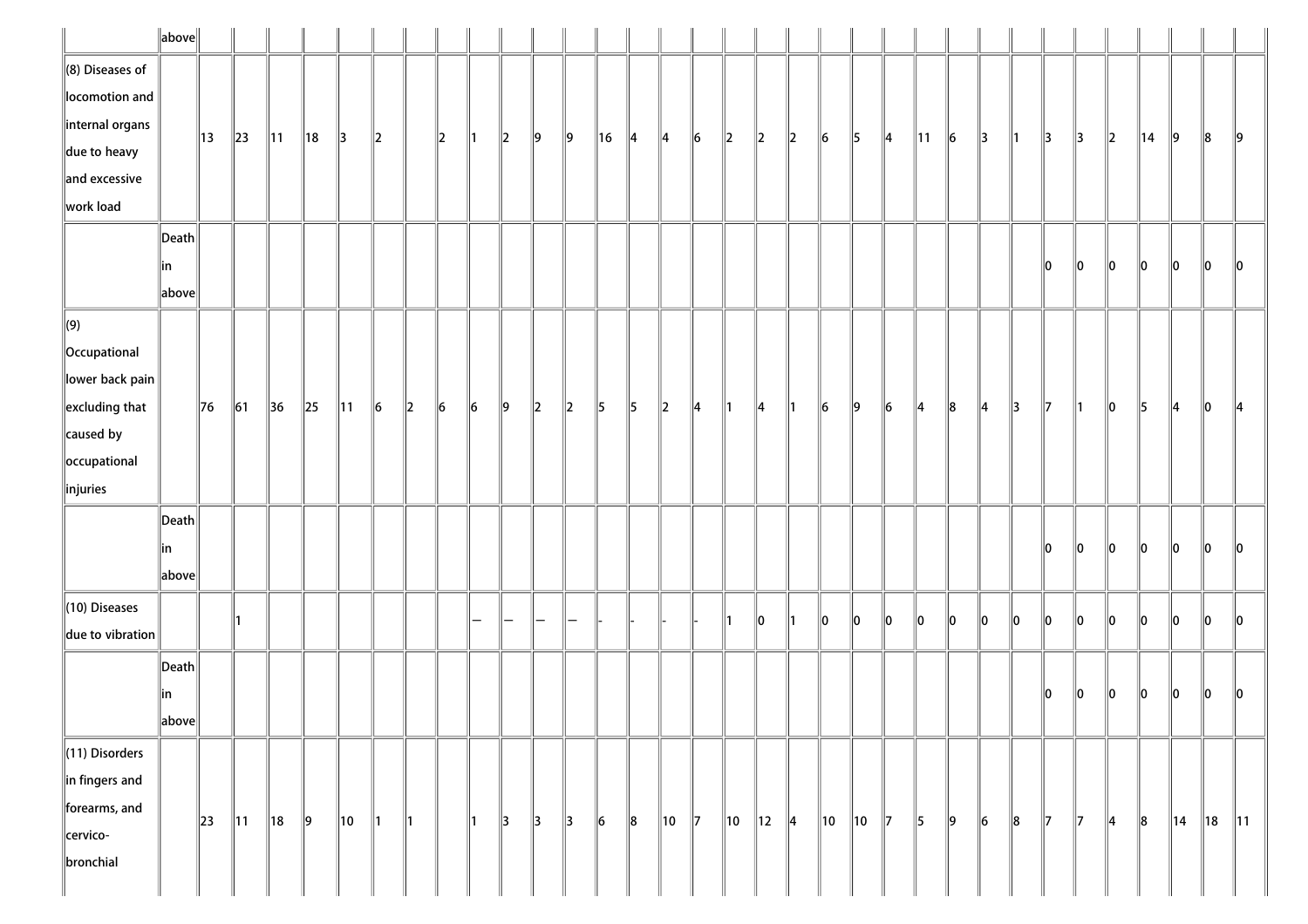| | | | | | | | | | | | | | | | | | | | | | | | | | | | | | | | | | | |
|---|---|---|---|---|---|---|---|---|---|---|---|---|---|---|---|---|---|---|---|---|---|---|---|---|---|---|---|---|---|---|---|---|---|---|
| | above | | | | | | | | | | | | | | | | | | | | | | | | | | | | | | | | | |
| (8) Diseases of locomotion and internal organs due to heavy and excessive work load | | 13 | 23 | 11 | 18 | 3 | 2 | | 2 | 1 | 2 | 9 | 9 | 16 | 4 | 4 | 6 | 2 | 2 | 2 | 6 | 5 | 4 | 11 | 6 | 3 | 1 | 3 | 3 | 2 | 14 | 9 | 8 | 9 |
| | Death in above | | | | | | | | | | | | | | | | | | | | | | | | | | | 0 | 0 | 0 | 0 | 0 | 0 | 0 |
| (9) Occupational lower back pain excluding that caused by occupational injuries | | 76 | 61 | 36 | 25 | 11 | 6 | 2 | 6 | 6 | 9 | 2 | 2 | 5 | 5 | 2 | 4 | 1 | 4 | 1 | 6 | 9 | 6 | 4 | 8 | 4 | 3 | 7 | 1 | 0 | 5 | 4 | 0 | 4 |
| | Death in above | | | | | | | | | | | | | | | | | | | | | | | | | | | 0 | 0 | 0 | 0 | 0 | 0 | 0 |
| (10) Diseases due to vibration | | | 1 | | | | | | | — | — | — | — | - | - | - | - | 1 | 0 | 1 | 0 | 0 | 0 | 0 | 0 | 0 | 0 | 0 | 0 | 0 | 0 | 0 | 0 | 0 |
| | Death in above | | | | | | | | | | | | | | | | | | | | | | | | | | | 0 | 0 | 0 | 0 | 0 | 0 | 0 |
| (11) Disorders in fingers and forearms, and cervico-bronchial | | 23 | 11 | 18 | 9 | 10 | 1 | 1 | | 1 | 3 | 3 | 3 | 6 | 8 | 10 | 7 | 10 | 12 | 4 | 10 | 10 | 7 | 5 | 9 | 6 | 8 | 7 | 7 | 4 | 8 | 14 | 18 | 11 |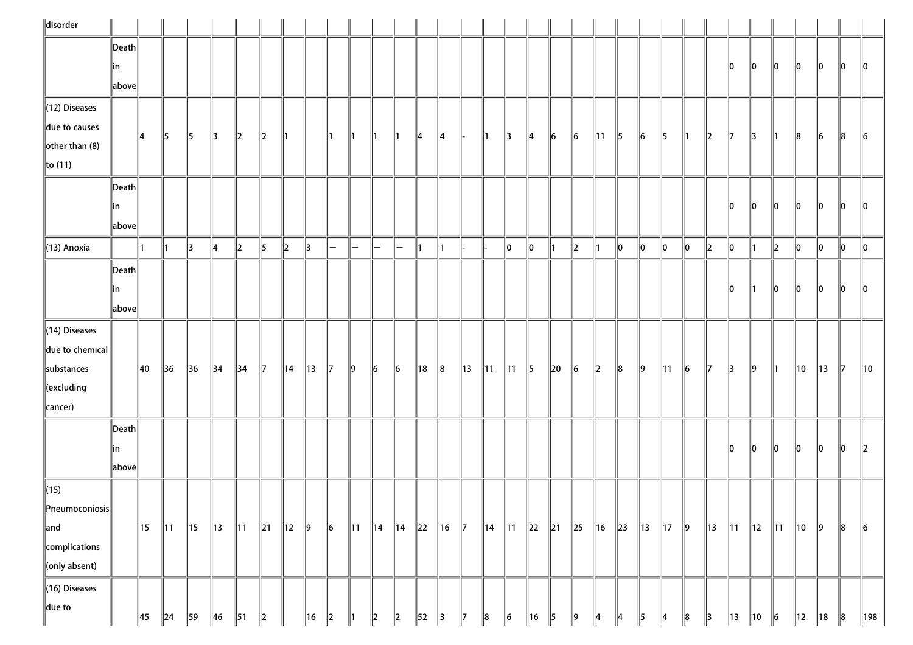| | | | | | | | | | | | | | | | | | | | | | | | | | | | | | | | | | | |
|---|---|---|---|---|---|---|---|---|---|---|---|---|---|---|---|---|---|---|---|---|---|---|---|---|---|---|---|---|---|---|---|---|---|---|
| disorder | | | | | | | | | | | | | | | | | | | | | | | | | | | | | | | | | | |
| | Death in above | | | | | | | | | | | | | | | | | | | | | | | | | | | 0 | 0 | 0 | 0 | 0 | 0 | 0 |
| (12) Diseases due to causes other than (8) to (11) | | 4 | 5 | 5 | 3 | 2 | 2 | 1 | | 1 | 1 | 1 | 1 | 4 | 4 | - | 1 | 3 | 4 | 6 | 6 | 11 | 5 | 6 | 5 | 1 | 2 | 7 | 3 | 1 | 8 | 6 | 8 | 6 |
| | Death in above | | | | | | | | | | | | | | | | | | | | | | | | | | | 0 | 0 | 0 | 0 | 0 | 0 | 0 |
| (13) Anoxia | | 1 | 1 | 3 | 4 | 2 | 5 | 2 | 3 | — | — | — | — | 1 | 1 | - | - | 0 | 0 | 1 | 2 | 1 | 0 | 0 | 0 | 0 | 2 | 0 | 1 | 2 | 0 | 0 | 0 | 0 |
| | Death in above | | | | | | | | | | | | | | | | | | | | | | | | | | | 0 | 1 | 0 | 0 | 0 | 0 | 0 |
| (14) Diseases due to chemical substances (excluding cancer) | | 40 | 36 | 36 | 34 | 34 | 7 | 14 | 13 | 7 | 9 | 6 | 6 | 18 | 8 | 13 | 11 | 11 | 5 | 20 | 6 | 2 | 8 | 9 | 11 | 6 | 7 | 3 | 9 | 1 | 10 | 13 | 7 | 10 |
| | Death in above | | | | | | | | | | | | | | | | | | | | | | | | | | | 0 | 0 | 0 | 0 | 0 | 0 | 2 |
| (15) Pneumoconiosis and complications (only absent) | | 15 | 11 | 15 | 13 | 11 | 21 | 12 | 9 | 6 | 11 | 14 | 14 | 22 | 16 | 7 | 14 | 11 | 22 | 21 | 25 | 16 | 23 | 13 | 17 | 9 | 13 | 11 | 12 | 11 | 10 | 9 | 8 | 6 |
| (16) Diseases due to | | 45 | 24 | 59 | 46 | 51 | 2 | | 16 | 2 | 1 | 2 | 2 | 52 | 3 | 7 | 8 | 6 | 16 | 5 | 9 | 4 | 4 | 5 | 4 | 8 | 3 | 13 | 10 | 6 | 12 | 18 | 8 | 198 |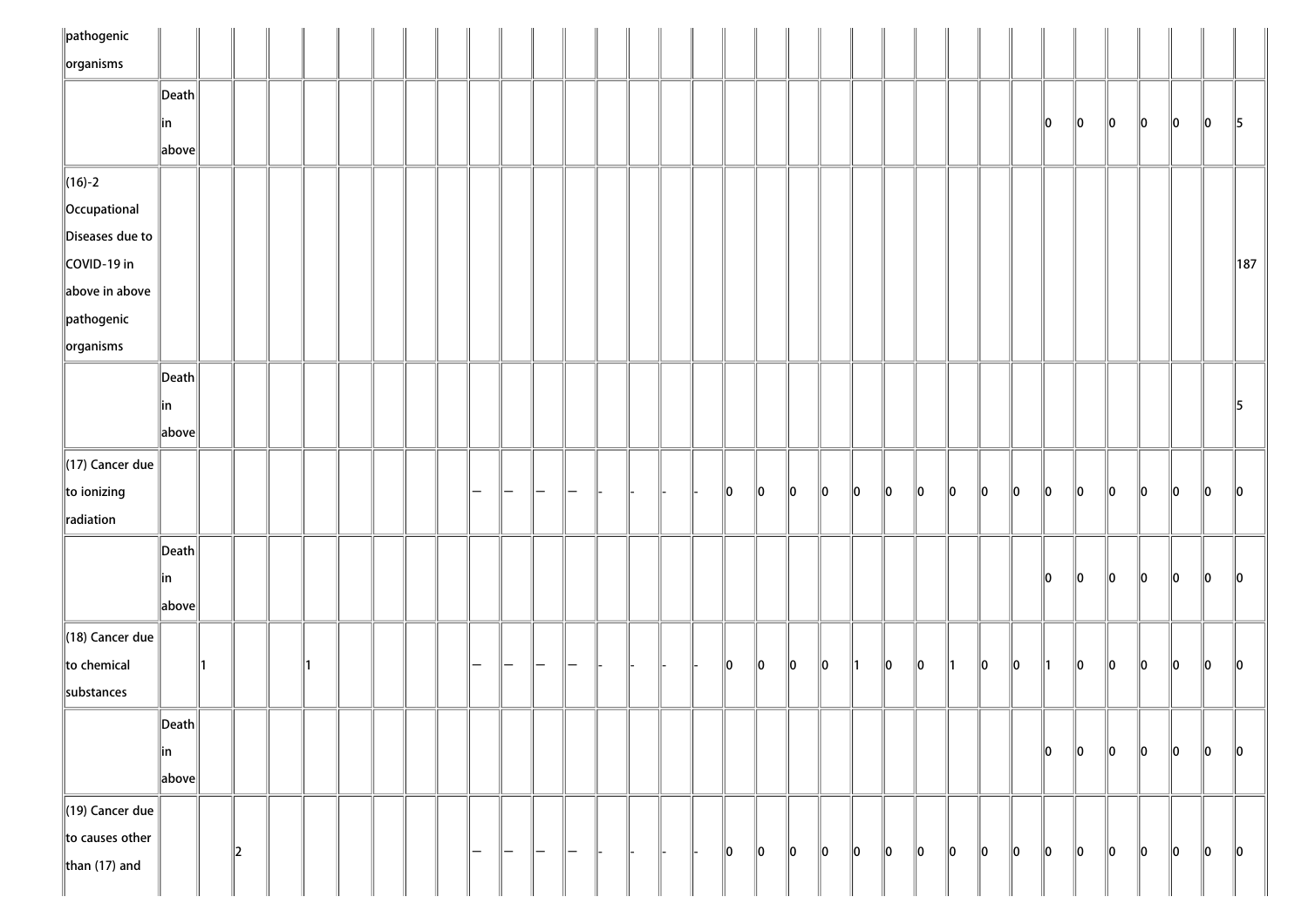| pathogenic organisms | | | | | | | | | | | | | | | | | | | | | | | | | | | | | | | | | | |
|---|---|---|---|---|---|---|---|---|---|---|---|---|---|---|---|---|---|---|---|---|---|---|---|---|---|---|---|---|---|---|---|---|---|---|
| | Death in above | | | | | | | | | | | | | | | | | | | | | | | | | | | 0 | 0 | 0 | 0 | 0 | 0 | 5 |
| (16)-2 Occupational Diseases due to COVID-19 in above in above pathogenic organisms | | | | | | | | | | | | | | | | | | | | | | | | | | | | | | | | | | 187 |
| | Death in above | | | | | | | | | | | | | | | | | | | | | | | | | | | | | | | | | 5 |
| (17) Cancer due to ionizing radiation | | | | | | | | | | — | — | — | — | - | - | - | - | 0 | 0 | 0 | 0 | 0 | 0 | 0 | 0 | 0 | 0 | 0 | 0 | 0 | 0 | 0 | 0 | 0 |
| | Death in above | | | | | | | | | | | | | | | | | | | | | | | | | | | 0 | 0 | 0 | 0 | 0 | 0 | 0 |
| (18) Cancer due to chemical substances | | 1 | | | 1 | | | | | — | — | — | — | - | - | - | - | 0 | 0 | 0 | 0 | 1 | 0 | 0 | 1 | 0 | 0 | 1 | 0 | 0 | 0 | 0 | 0 | 0 |
| | Death in above | | | | | | | | | | | | | | | | | | | | | | | | | | | 0 | 0 | 0 | 0 | 0 | 0 | 0 |
| (19) Cancer due to causes other than (17) and | | | 2 | | | | | | | — | — | — | — | - | - | - | - | 0 | 0 | 0 | 0 | 0 | 0 | 0 | 0 | 0 | 0 | 0 | 0 | 0 | 0 | 0 | 0 | 0 |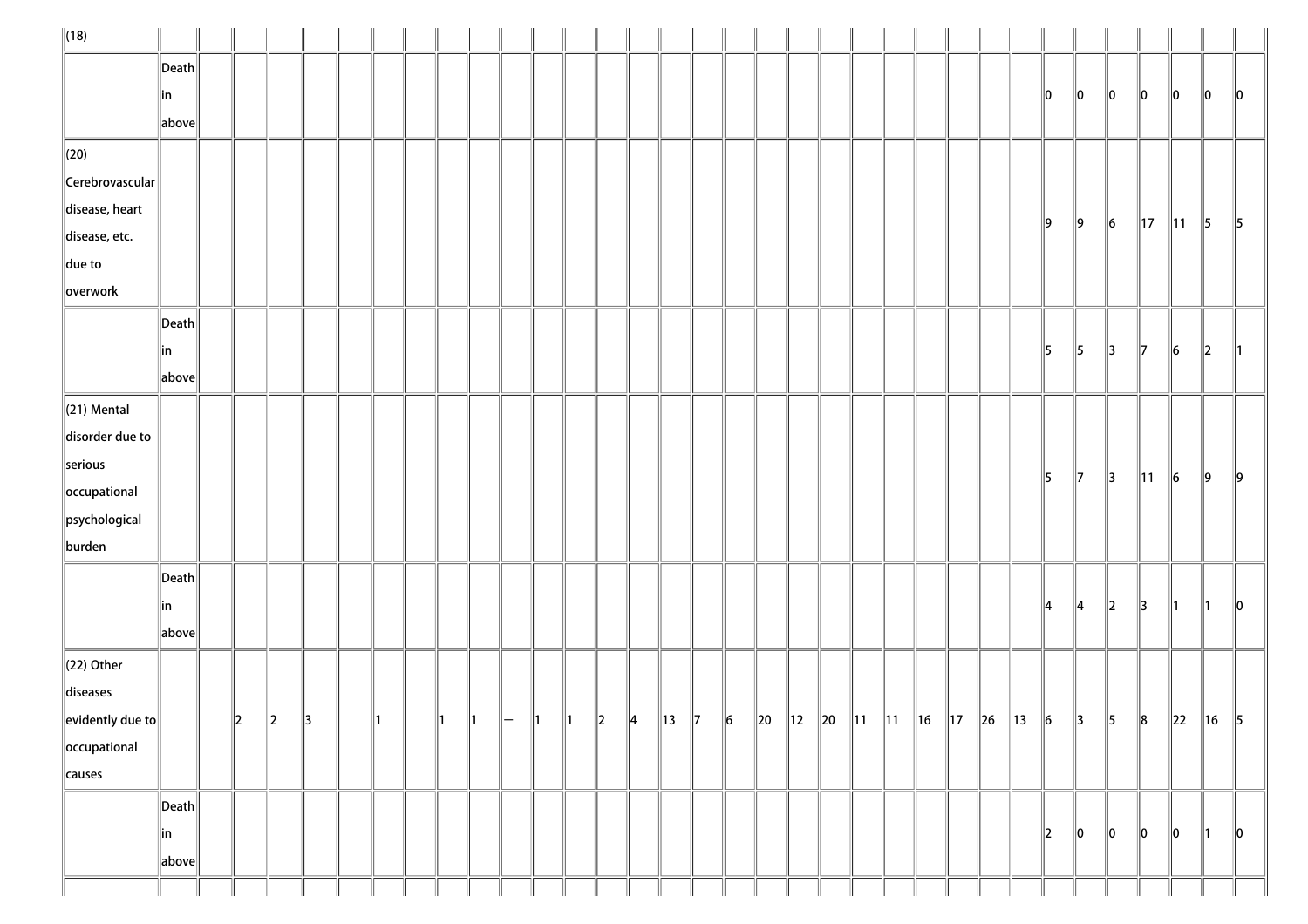| | | | | | | | | | | | | | | | | | | | | | | | | | | | | | | | | | | |
|---|---|---|---|---|---|---|---|---|---|---|---|---|---|---|---|---|---|---|---|---|---|---|---|---|---|---|---|---|---|---|---|---|---|---|
| (18) | | | | | | | | | | | | | | | | | | | | | | | | | | | | | | | | | | |
| | Death in above | | | | | | | | | | | | | | | | | | | | | | | | | | 0 | 0 | 0 | 0 | 0 | 0 | 0 |
| (20) Cerebrovascular disease, heart disease, etc. due to overwork | | | | | | | | | | | | | | | | | | | | | | | | | | | 9 | 9 | 6 | 17 | 11 | 5 | 5 |
| | Death in above | | | | | | | | | | | | | | | | | | | | | | | | | | 5 | 5 | 3 | 7 | 6 | 2 | 1 |
| (21) Mental disorder due to serious occupational psychological burden | | | | | | | | | | | | | | | | | | | | | | | | | | | 5 | 7 | 3 | 11 | 6 | 9 | 9 |
| | Death in above | | | | | | | | | | | | | | | | | | | | | | | | | | 4 | 4 | 2 | 3 | 1 | 1 | 0 |
| (22) Other diseases evidently due to occupational causes | | | 2 | 2 | 3 | | 1 | | 1 | 1 | — | 1 | 1 | 2 | 4 | 13 | 7 | 6 | 20 | 12 | 20 | 11 | 11 | 16 | 17 | 26 | 13 | 6 | 3 | 5 | 8 | 22 | 16 | 5 |
| | Death in above | | | | | | | | | | | | | | | | | | | | | | | | | | 2 | 0 | 0 | 0 | 0 | 1 | 0 |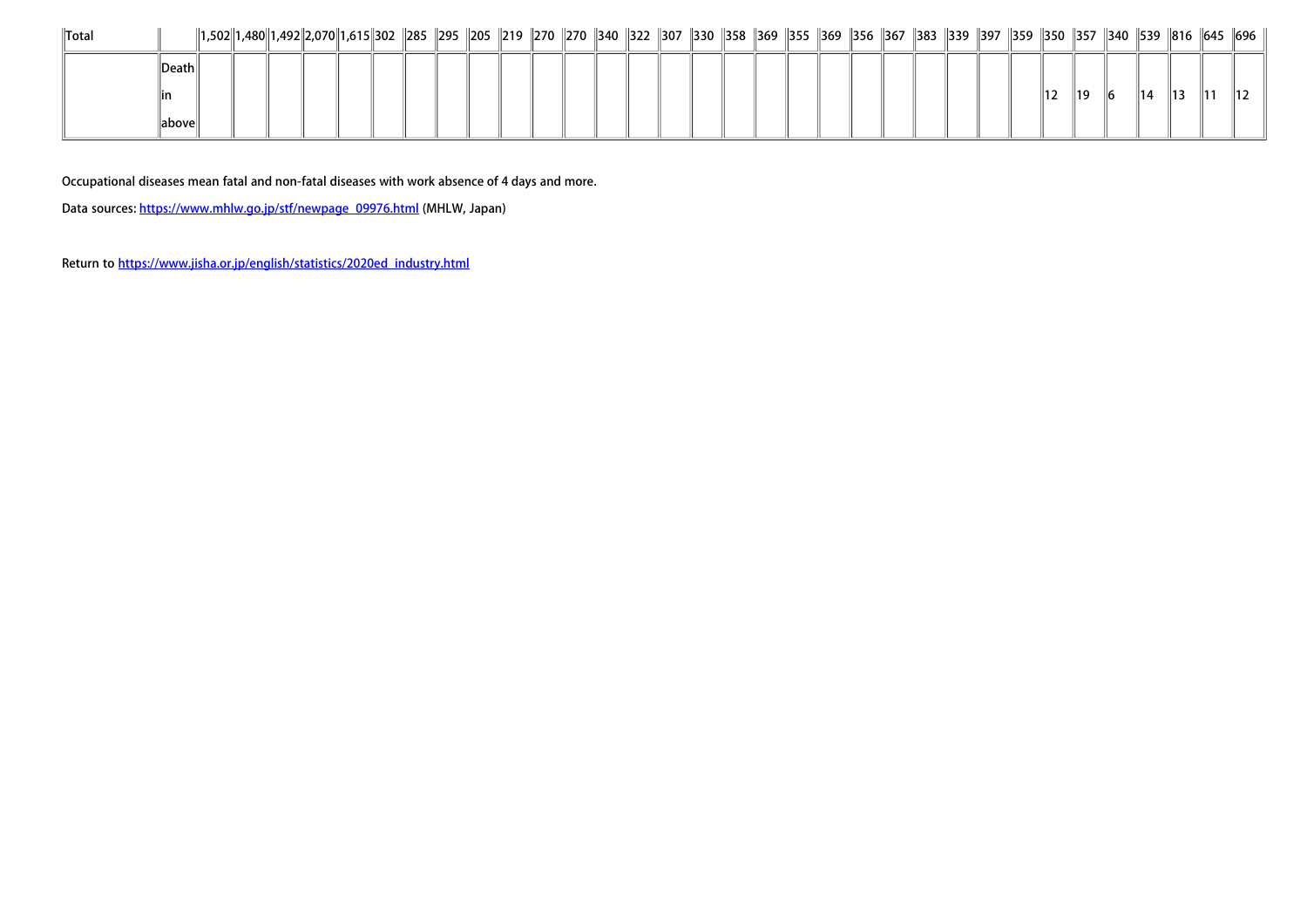| | | | | | | | | | | | | | | | | | | | | | | | | | | | | | | | | | | |
|---|---|---|---|---|---|---|---|---|---|---|---|---|---|---|---|---|---|---|---|---|---|---|---|---|---|---|---|---|---|---|---|---|---|---|
| Total | | 1,502 | 1,480 | 1,492 | 2,070 | 1,615 | 302 | 285 | 295 | 205 | 219 | 270 | 270 | 340 | 322 | 307 | 330 | 358 | 369 | 355 | 369 | 356 | 367 | 383 | 339 | 397 | 359 | 350 | 357 | 340 | 539 | 816 | 645 | 696 |
| | Death in above | | | | | | | | | | | | | | | | | | | | | | | | | | | 12 | 19 | 6 | 14 | 13 | 11 | 12 |

Occupational diseases mean fatal and non-fatal diseases with work absence of 4 days and more.

Data sources: https://www.mhlw.go.jp/stf/newpage_09976.html (MHLW, Japan)

Return to https://www.jisha.or.jp/english/statistics/2020ed_industry.html